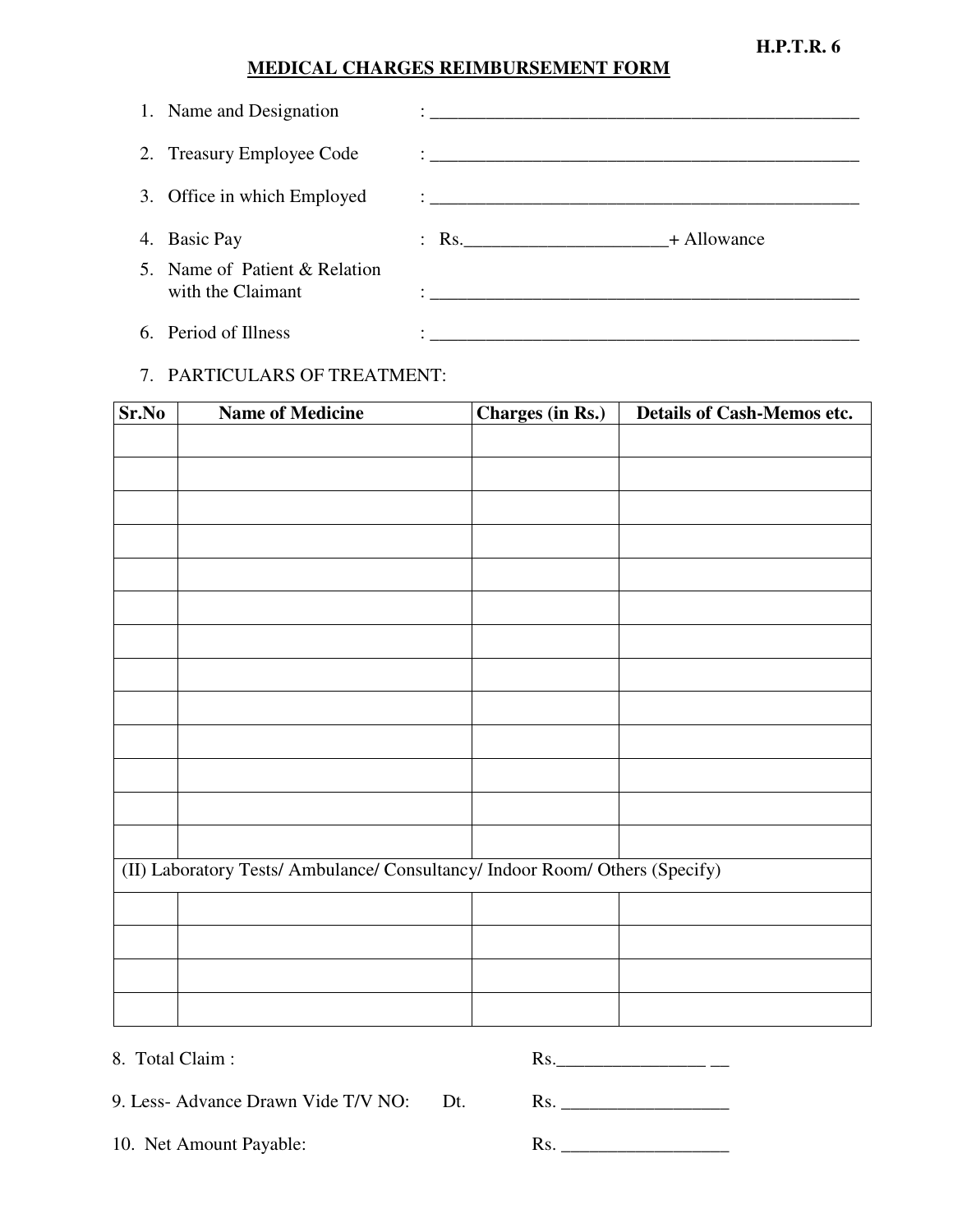H.P.T.R. 6

# MEDICAL CHARGES REIMBURSEMENT FORM

1. Name and Designation : ________________________________________________
2. Treasury Employee Code : ________________________________________________
3. Office in which Employed : ________________________________________________
4. Basic Pay : Rs.______________________+ Allowance
5. Name of Patient & Relation with the Claimant : ________________________________________________
6. Period of Illness : ________________________________________________
7. PARTICULARS OF TREATMENT:

| Sr.No | Name of Medicine | Charges (in Rs.) | Details of Cash-Memos etc. |
|---|---|---|---|
| | | | |
| | | | |
| | | | |
| | | | |
| | | | |
| | | | |
| | | | |
| | | | |
| | | | |
| | | | |
| | | | |
| | | | |
| | | | |
| (II) Laboratory Tests/ Ambulance/ Consultancy/ Indoor Room/ Others (Specify) | | | |
| | | | |
| | | | |
| | | | |
| | | | |

8. Total Claim : Rs.________________ __

9. Less- Advance Drawn Vide T/V NO: Dt. Rs. __________________

10. Net Amount Payable: Rs. __________________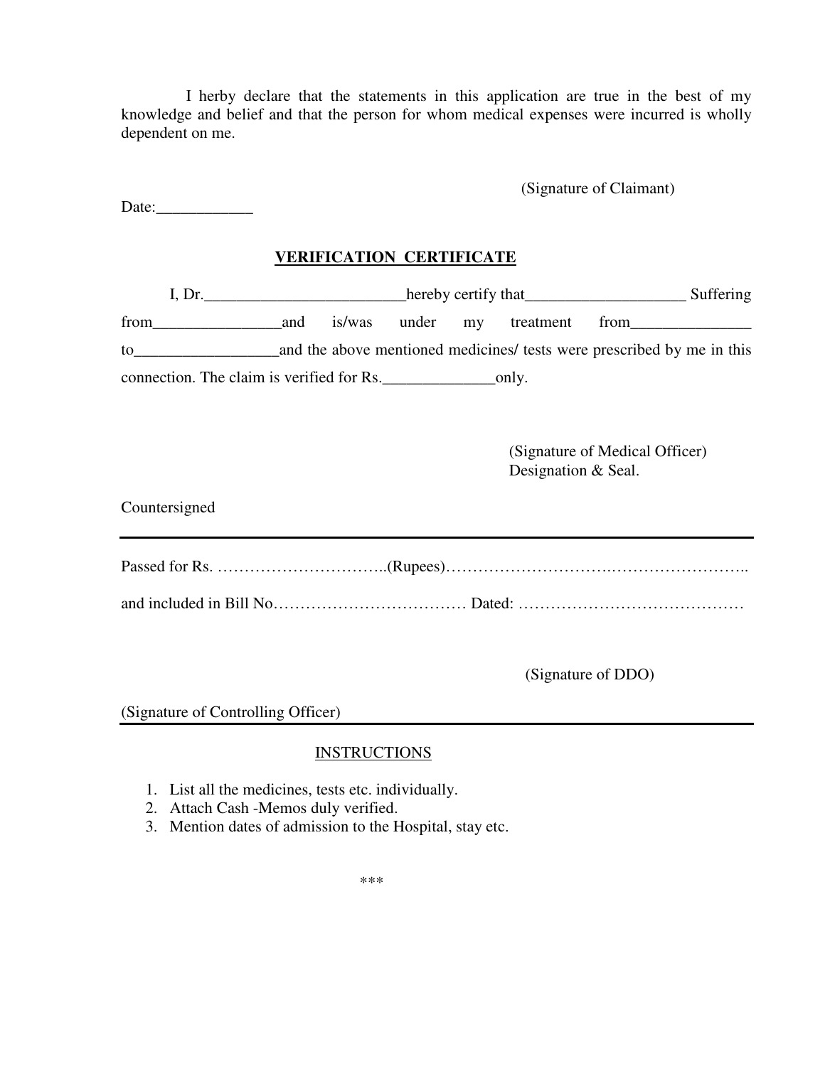I herby declare that the statements in this application are true in the best of my knowledge and belief and that the person for whom medical expenses were incurred is wholly dependent on me.

(Signature of Claimant)

Date:____________

## VERIFICATION CERTIFICATE

I, Dr.__________________________hereby certify that____________________ Suffering from________________and is/was under my treatment from_______________ to__________________and the above mentioned medicines/ tests were prescribed by me in this connection. The claim is verified for Rs.______________only.

(Signature of Medical Officer)
Designation & Seal.

Countersigned

---

Passed for Rs. …………………………..(Rupees)………………………….……………………..

and included in Bill No……………………………… Dated: ……………………………………

(Signature of DDO)

(Signature of Controlling Officer)

---

INSTRUCTIONS

1. List all the medicines, tests etc. individually.
2. Attach Cash -Memos duly verified.
3. Mention dates of admission to the Hospital, stay etc.

***